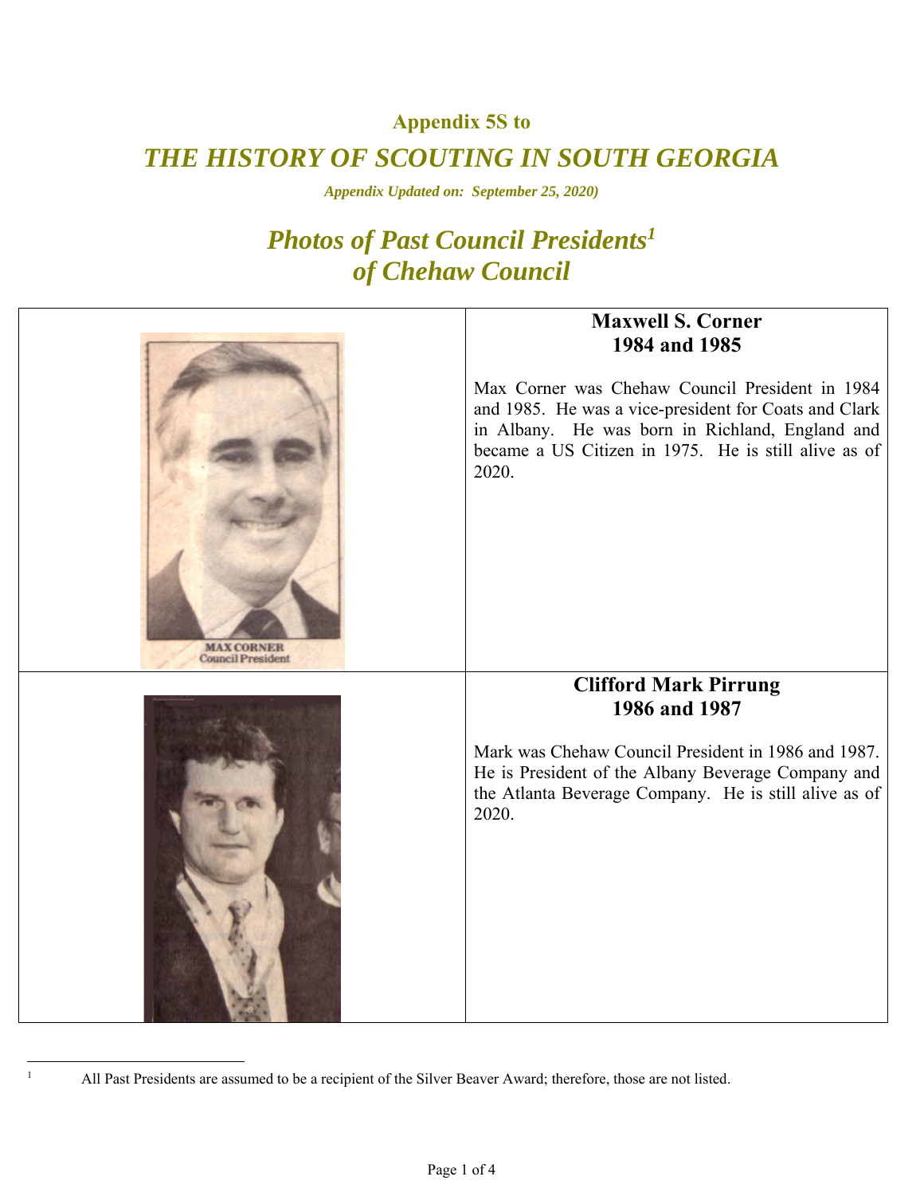**Appendix 5S to**

# *THE HISTORY OF SCOUTING IN SOUTH GEORGIA*

***Appendix Updated on: September 25, 2020)***

## *Photos of Past Council Presidents[1] of Chehaw Council*

MAX CORNER
Council President

**Maxwell S. Corner**
**1984 and 1985**

Max Corner was Chehaw Council President in 1984 and 1985. He was a vice-president for Coats and Clark in Albany. He was born in Richland, England and became a US Citizen in 1975. He is still alive as of 2020.

**Clifford Mark Pirrung**
**1986 and 1987**

Mark was Chehaw Council President in 1986 and 1987. He is President of the Albany Beverage Company and the Atlanta Beverage Company. He is still alive as of 2020.

---

[1] All Past Presidents are assumed to be a recipient of the Silver Beaver Award; therefore, those are not listed.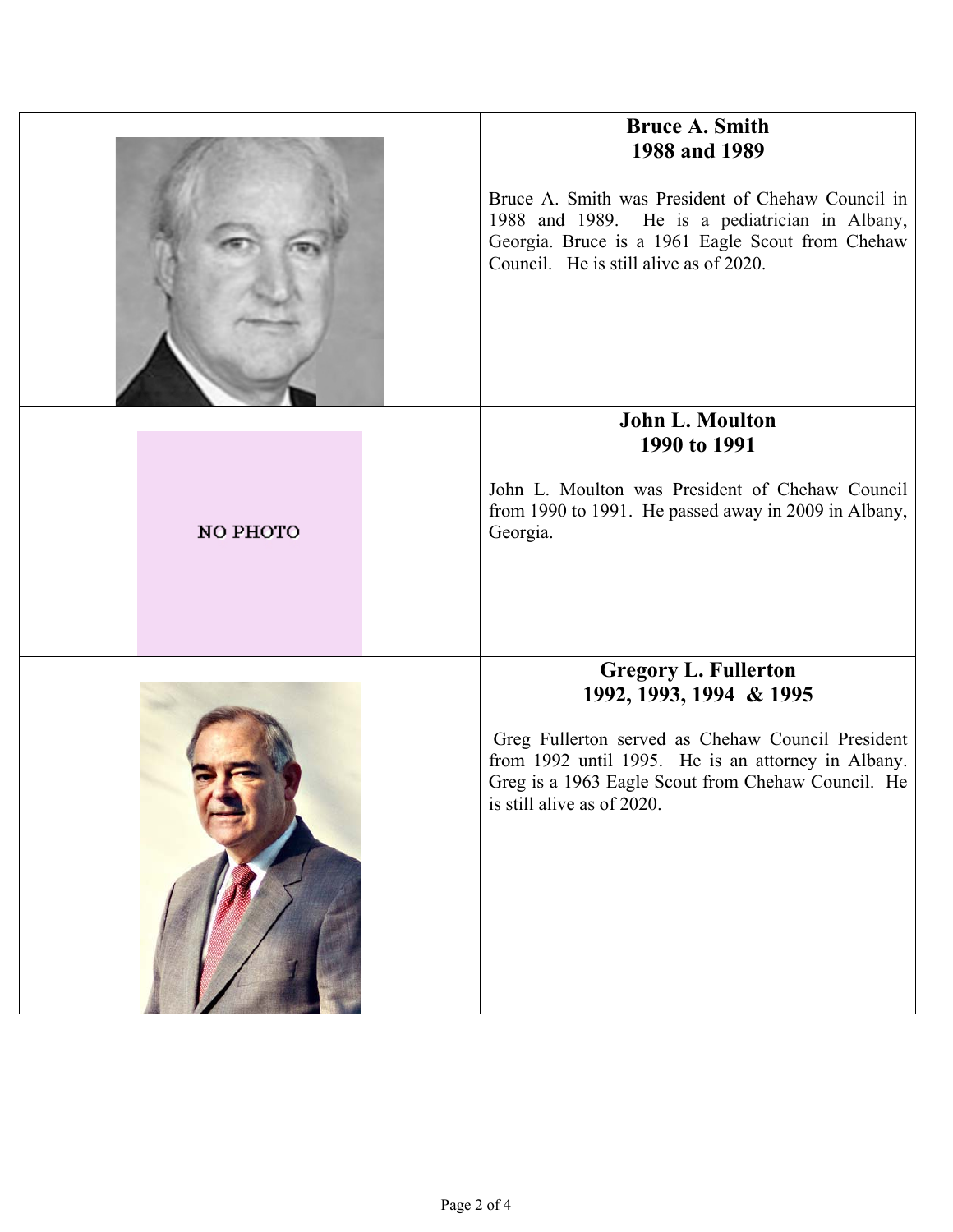## Bruce A. Smith
## 1988 and 1989

Bruce A. Smith was President of Chehaw Council in 1988 and 1989. He is a pediatrician in Albany, Georgia. Bruce is a 1961 Eagle Scout from Chehaw Council. He is still alive as of 2020.

NO PHOTO

## John L. Moulton
## 1990 to 1991

John L. Moulton was President of Chehaw Council from 1990 to 1991. He passed away in 2009 in Albany, Georgia.

## Gregory L. Fullerton
## 1992, 1993, 1994 & 1995

Greg Fullerton served as Chehaw Council President from 1992 until 1995. He is an attorney in Albany. Greg is a 1963 Eagle Scout from Chehaw Council. He is still alive as of 2020.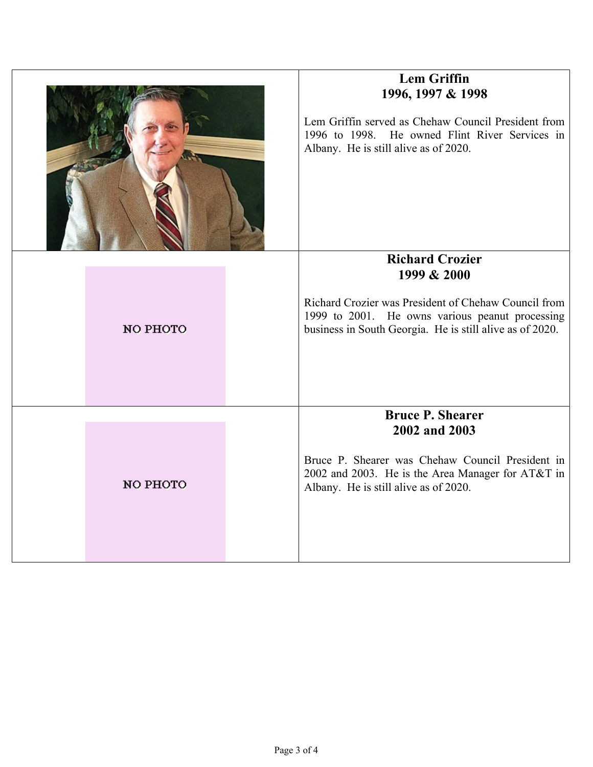### Lem Griffin
### 1996, 1997 & 1998

Lem Griffin served as Chehaw Council President from 1996 to 1998. He owned Flint River Services in Albany. He is still alive as of 2020.

NO PHOTO

### Richard Crozier
### 1999 & 2000

Richard Crozier was President of Chehaw Council from 1999 to 2001. He owns various peanut processing business in South Georgia. He is still alive as of 2020.

NO PHOTO

### Bruce P. Shearer
### 2002 and 2003

Bruce P. Shearer was Chehaw Council President in 2002 and 2003. He is the Area Manager for AT&T in Albany. He is still alive as of 2020.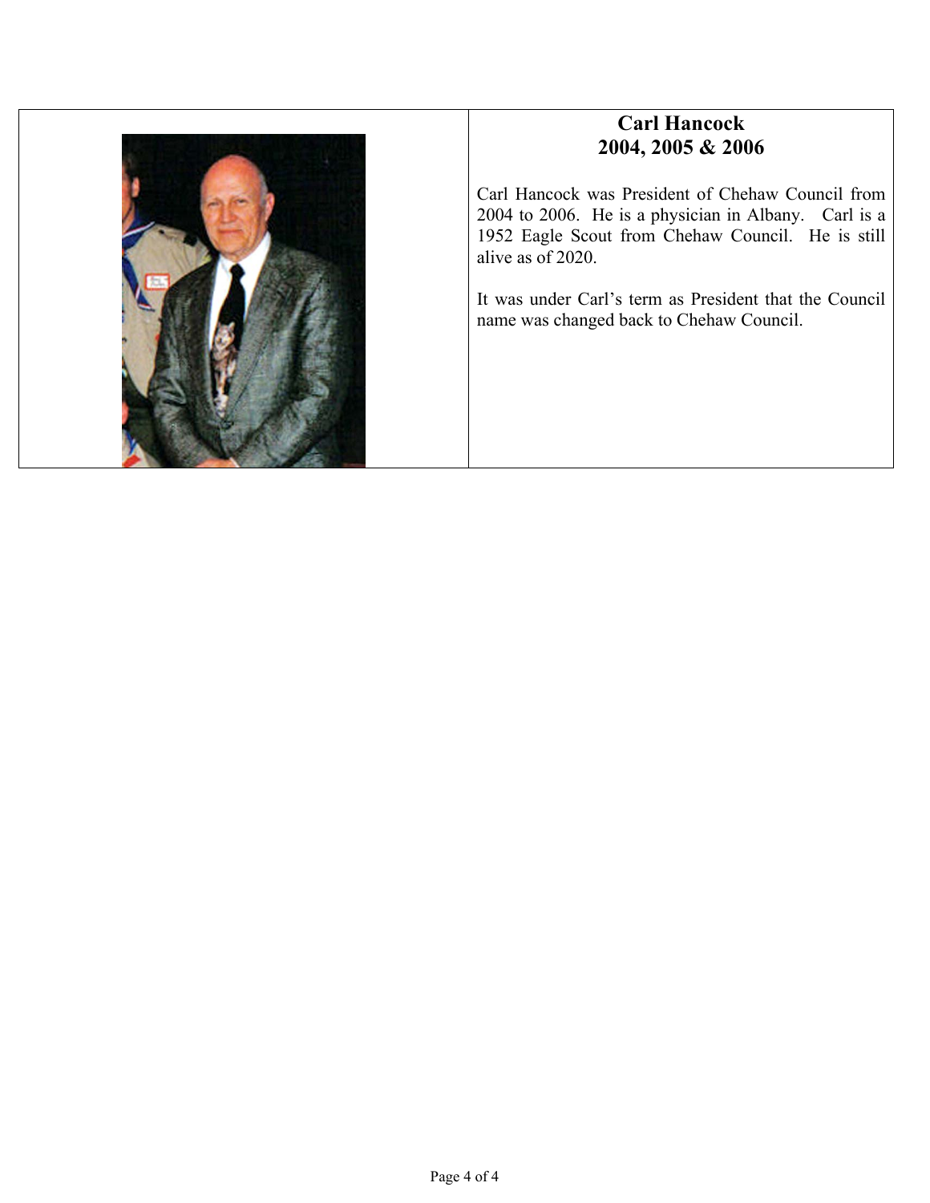## Carl Hancock
## 2004, 2005 & 2006

Carl Hancock was President of Chehaw Council from 2004 to 2006. He is a physician in Albany. Carl is a 1952 Eagle Scout from Chehaw Council. He is still alive as of 2020.

It was under Carl's term as President that the Council name was changed back to Chehaw Council.